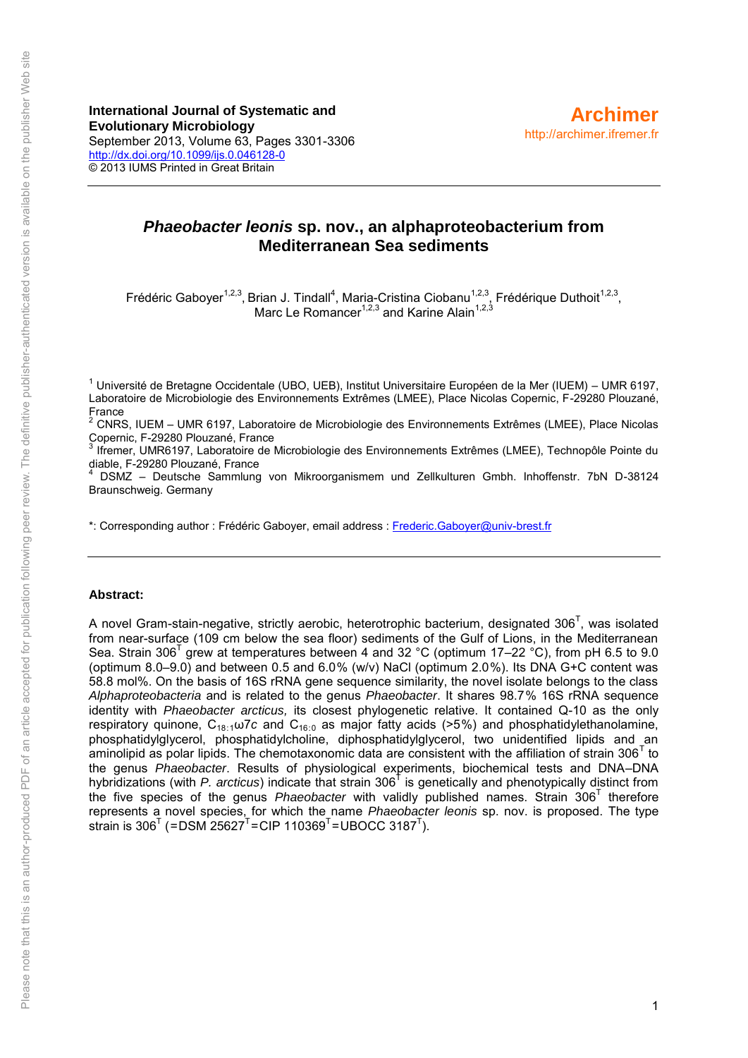**International Journal of Systematic and Evolutionary Microbiology**
September 2013, Volume 63, Pages 3301-3306
http://dx.doi.org/10.1099/ijs.0.046128-0
© 2013 IUMS Printed in Great Britain

**Archimer**
http://archimer.ifremer.fr

# *Phaeobacter leonis* sp. nov., an alphaproteobacterium from Mediterranean Sea sediments

Frédéric Gaboyer[1,2,3], Brian J. Tindall[4], Maria-Cristina Ciobanu[1,2,3], Frédérique Duthoit[1,2,3], Marc Le Romancer[1,2,3] and Karine Alain[1,2,3]

[1] Université de Bretagne Occidentale (UBO, UEB), Institut Universitaire Européen de la Mer (IUEM) – UMR 6197, Laboratoire de Microbiologie des Environnements Extrêmes (LMEE), Place Nicolas Copernic, F-29280 Plouzané, France
[2] CNRS, IUEM – UMR 6197, Laboratoire de Microbiologie des Environnements Extrêmes (LMEE), Place Nicolas Copernic, F-29280 Plouzané, France
[3] Ifremer, UMR6197, Laboratoire de Microbiologie des Environnements Extrêmes (LMEE), Technopôle Pointe du diable, F-29280 Plouzané, France
[4] DSMZ – Deutsche Sammlung von Mikroorganismem und Zellkulturen Gmbh. Inhoffenstr. 7bN D-38124 Braunschweig. Germany

*: Corresponding author : Frédéric Gaboyer, email address : Frederic.Gaboyer@univ-brest.fr

---

**Abstract:**

A novel Gram-stain-negative, strictly aerobic, heterotrophic bacterium, designated 306$^T$, was isolated from near-surface (109 cm below the sea floor) sediments of the Gulf of Lions, in the Mediterranean Sea. Strain 306$^T$ grew at temperatures between 4 and 32 °C (optimum 17–22 °C), from pH 6.5 to 9.0 (optimum 8.0–9.0) and between 0.5 and 6.0% (w/v) NaCl (optimum 2.0%). Its DNA G+C content was 58.8 mol%. On the basis of 16S rRNA gene sequence similarity, the novel isolate belongs to the class *Alphaproteobacteria* and is related to the genus *Phaeobacter*. It shares 98.7% 16S rRNA sequence identity with *Phaeobacter arcticus,* its closest phylogenetic relative. It contained Q-10 as the only respiratory quinone, $C_{18:1}\omega 7c$ and $C_{16:0}$ as major fatty acids (>5%) and phosphatidylethanolamine, phosphatidylglycerol, phosphatidylcholine, diphosphatidylglycerol, two unidentified lipids and an aminolipid as polar lipids. The chemotaxonomic data are consistent with the affiliation of strain 306$^T$ to the genus *Phaeobacter*. Results of physiological experiments, biochemical tests and DNA–DNA hybridizations (with *P. arcticus*) indicate that strain 306$^T$ is genetically and phenotypically distinct from the five species of the genus *Phaeobacter* with validly published names. Strain 306$^T$ therefore represents a novel species, for which the name *Phaeobacter leonis* sp. nov. is proposed. The type strain is 306$^T$ (=DSM 25627$^T$=CIP 110369$^T$=UBOCC 3187$^T$).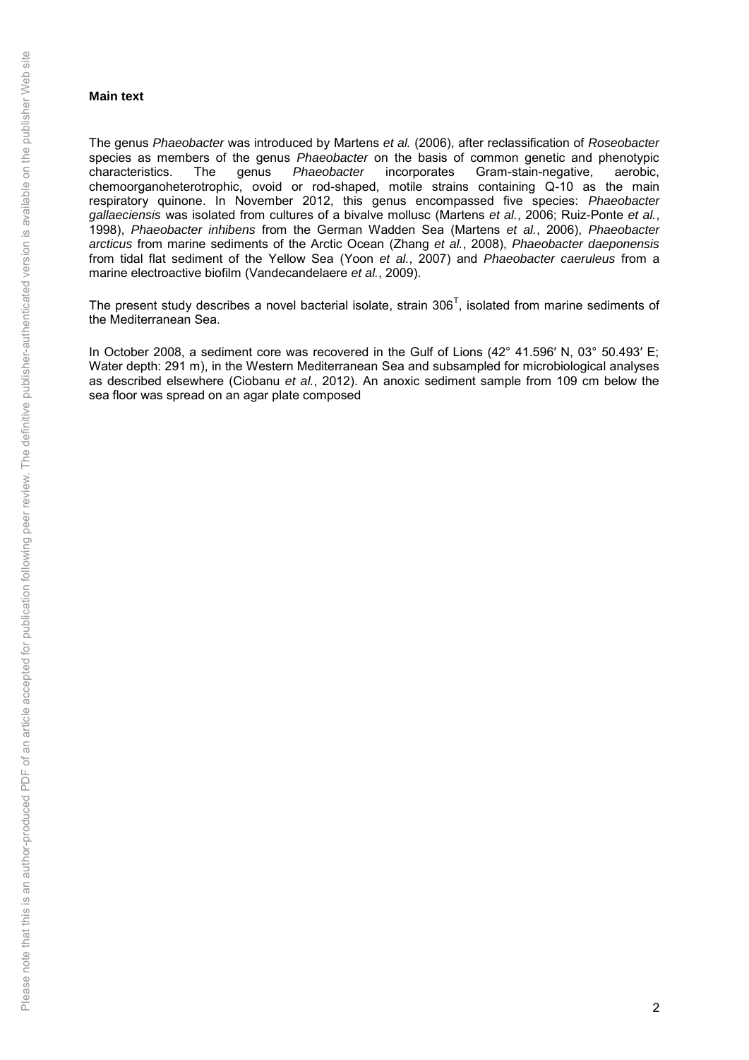**Main text**

The genus *Phaeobacter* was introduced by Martens *et al.* (2006), after reclassification of *Roseobacter* species as members of the genus *Phaeobacter* on the basis of common genetic and phenotypic characteristics. The genus *Phaeobacter* incorporates Gram-stain-negative, aerobic, chemoorganoheterotrophic, ovoid or rod-shaped, motile strains containing Q-10 as the main respiratory quinone. In November 2012, this genus encompassed five species: *Phaeobacter gallaeciensis* was isolated from cultures of a bivalve mollusc (Martens *et al.*, 2006; Ruiz-Ponte *et al.*, 1998), *Phaeobacter inhibens* from the German Wadden Sea (Martens *et al.*, 2006), *Phaeobacter arcticus* from marine sediments of the Arctic Ocean (Zhang *et al.*, 2008), *Phaeobacter daeponensis* from tidal flat sediment of the Yellow Sea (Yoon *et al.*, 2007) and *Phaeobacter caeruleus* from a marine electroactive biofilm (Vandecandelaere *et al.*, 2009).

The present study describes a novel bacterial isolate, strain 306$^{T}$, isolated from marine sediments of the Mediterranean Sea.

In October 2008, a sediment core was recovered in the Gulf of Lions (42° 41.596′ N, 03° 50.493′ E; Water depth: 291 m), in the Western Mediterranean Sea and subsampled for microbiological analyses as described elsewhere (Ciobanu *et al.*, 2012). An anoxic sediment sample from 109 cm below the sea floor was spread on an agar plate composed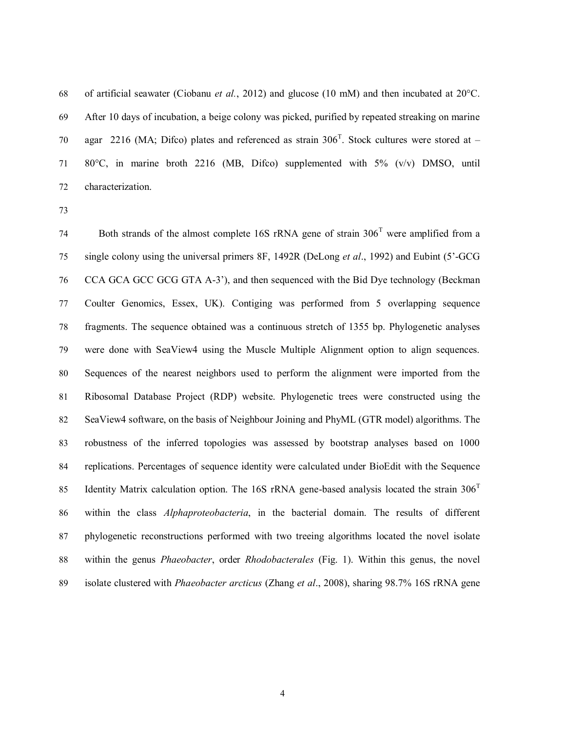of artificial seawater (Ciobanu *et al.*, 2012) and glucose (10 mM) and then incubated at 20°C. After 10 days of incubation, a beige colony was picked, purified by repeated streaking on marine agar 2216 (MA; Difco) plates and referenced as strain $306^T$. Stock cultures were stored at –80°C, in marine broth 2216 (MB, Difco) supplemented with 5% (v/v) DMSO, until characterization.

Both strands of the almost complete 16S rRNA gene of strain $306^T$ were amplified from a single colony using the universal primers 8F, 1492R (DeLong *et al*., 1992) and Eubint (5'-GCG CCA GCA GCC GCG GTA A-3'), and then sequenced with the Bid Dye technology (Beckman Coulter Genomics, Essex, UK). Contiging was performed from 5 overlapping sequence fragments. The sequence obtained was a continuous stretch of 1355 bp. Phylogenetic analyses were done with SeaView4 using the Muscle Multiple Alignment option to align sequences. Sequences of the nearest neighbors used to perform the alignment were imported from the Ribosomal Database Project (RDP) website. Phylogenetic trees were constructed using the SeaView4 software, on the basis of Neighbour Joining and PhyML (GTR model) algorithms. The robustness of the inferred topologies was assessed by bootstrap analyses based on 1000 replications. Percentages of sequence identity were calculated under BioEdit with the Sequence Identity Matrix calculation option. The 16S rRNA gene-based analysis located the strain $306^T$ within the class *Alphaproteobacteria*, in the bacterial domain. The results of different phylogenetic reconstructions performed with two treeing algorithms located the novel isolate within the genus *Phaeobacter*, order *Rhodobacterales* (Fig. 1). Within this genus, the novel isolate clustered with *Phaeobacter arcticus* (Zhang *et al*., 2008), sharing 98.7% 16S rRNA gene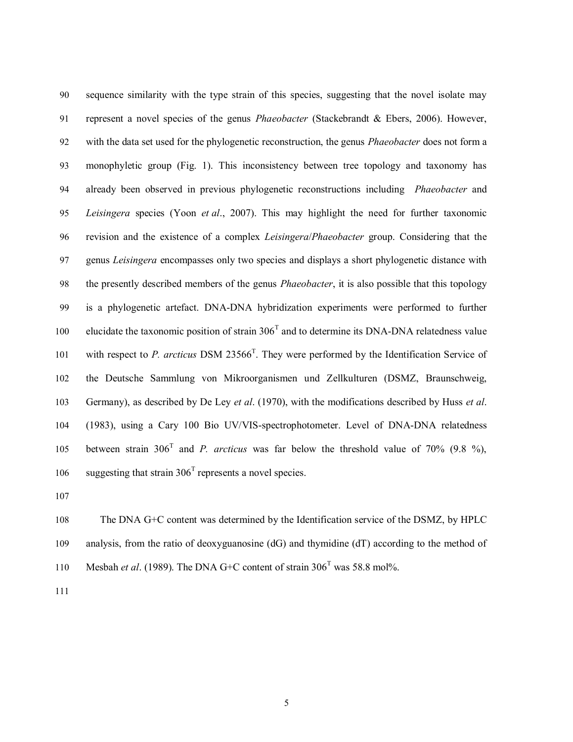sequence similarity with the type strain of this species, suggesting that the novel isolate may represent a novel species of the genus *Phaeobacter* (Stackebrandt & Ebers, 2006). However, with the data set used for the phylogenetic reconstruction, the genus *Phaeobacter* does not form a monophyletic group (Fig. 1). This inconsistency between tree topology and taxonomy has already been observed in previous phylogenetic reconstructions including *Phaeobacter* and *Leisingera* species (Yoon *et al*., 2007). This may highlight the need for further taxonomic revision and the existence of a complex *Leisingera*/*Phaeobacter* group. Considering that the genus *Leisingera* encompasses only two species and displays a short phylogenetic distance with the presently described members of the genus *Phaeobacter*, it is also possible that this topology is a phylogenetic artefact. DNA-DNA hybridization experiments were performed to further elucidate the taxonomic position of strain $306^{T}$ and to determine its DNA-DNA relatedness value with respect to *P. arcticus* DSM $23566^{T}$. They were performed by the Identification Service of the Deutsche Sammlung von Mikroorganismen und Zellkulturen (DSMZ, Braunschweig, Germany), as described by De Ley *et al*. (1970), with the modifications described by Huss *et al*. (1983), using a Cary 100 Bio UV/VIS-spectrophotometer. Level of DNA-DNA relatedness between strain $306^{T}$ and *P. arcticus* was far below the threshold value of 70% (9.8 %), suggesting that strain $306^{T}$ represents a novel species.

The DNA G+C content was determined by the Identification service of the DSMZ, by HPLC analysis, from the ratio of deoxyguanosine (dG) and thymidine (dT) according to the method of Mesbah *et al*. (1989). The DNA G+C content of strain $306^{T}$ was 58.8 mol%.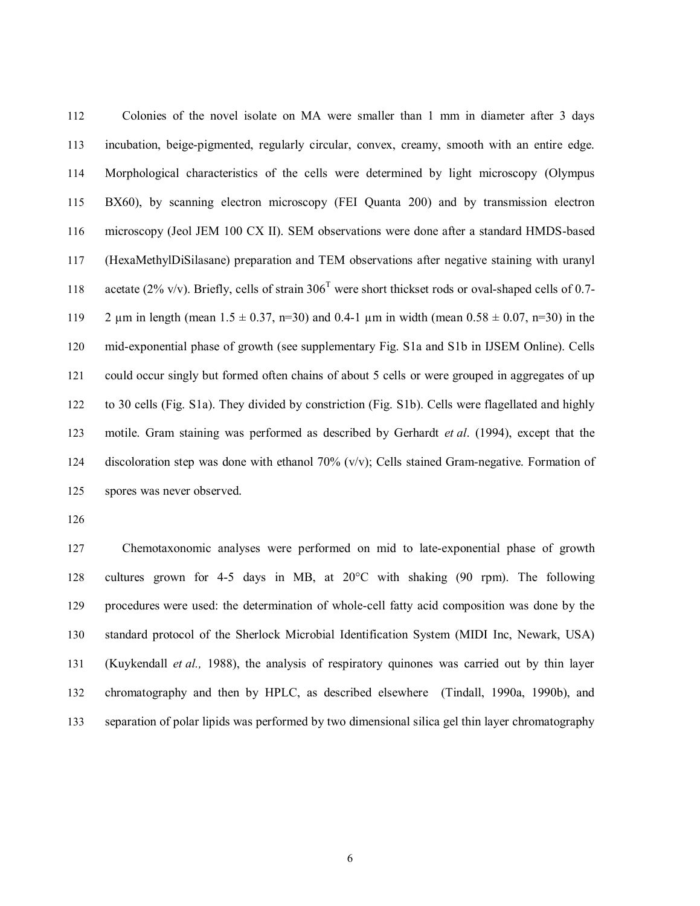Colonies of the novel isolate on MA were smaller than 1 mm in diameter after 3 days incubation, beige-pigmented, regularly circular, convex, creamy, smooth with an entire edge. Morphological characteristics of the cells were determined by light microscopy (Olympus BX60), by scanning electron microscopy (FEI Quanta 200) and by transmission electron microscopy (Jeol JEM 100 CX II). SEM observations were done after a standard HMDS-based (HexaMethylDiSilasane) preparation and TEM observations after negative staining with uranyl acetate (2% v/v). Briefly, cells of strain $306^T$ were short thickset rods or oval-shaped cells of 0.7-2 µm in length (mean $1.5 \pm 0.37$, n=30) and 0.4-1 µm in width (mean $0.58 \pm 0.07$, n=30) in the mid-exponential phase of growth (see supplementary Fig. S1a and S1b in IJSEM Online). Cells could occur singly but formed often chains of about 5 cells or were grouped in aggregates of up to 30 cells (Fig. S1a). They divided by constriction (Fig. S1b). Cells were flagellated and highly motile. Gram staining was performed as described by Gerhardt *et al*. (1994), except that the discoloration step was done with ethanol 70% (v/v); Cells stained Gram-negative. Formation of spores was never observed.

Chemotaxonomic analyses were performed on mid to late-exponential phase of growth cultures grown for 4-5 days in MB, at 20°C with shaking (90 rpm). The following procedures were used: the determination of whole-cell fatty acid composition was done by the standard protocol of the Sherlock Microbial Identification System (MIDI Inc, Newark, USA) (Kuykendall *et al.,* 1988), the analysis of respiratory quinones was carried out by thin layer chromatography and then by HPLC, as described elsewhere (Tindall, 1990a, 1990b), and separation of polar lipids was performed by two dimensional silica gel thin layer chromatography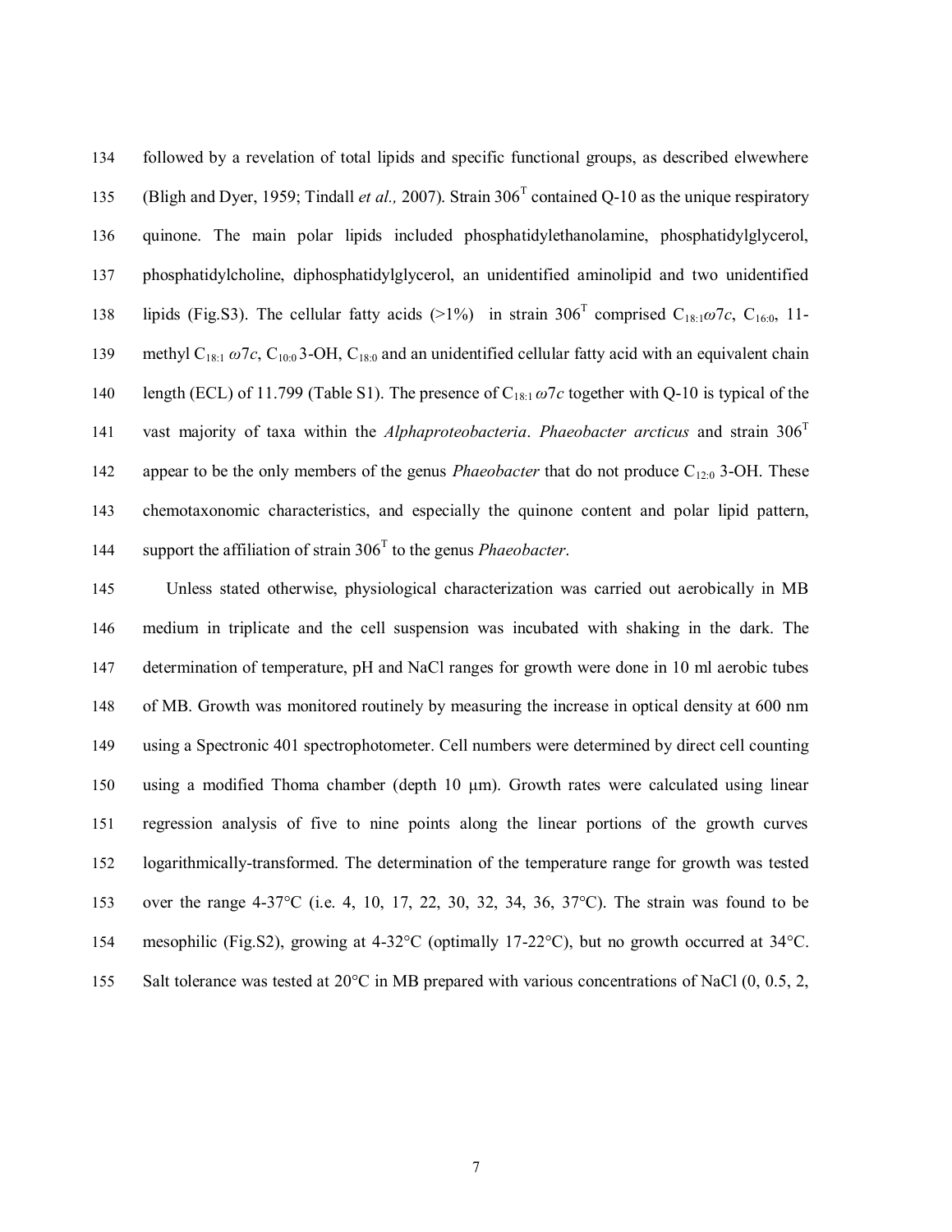followed by a revelation of total lipids and specific functional groups, as described elwewhere (Bligh and Dyer, 1959; Tindall *et al.,* 2007). Strain 306$^T$ contained Q-10 as the unique respiratory quinone. The main polar lipids included phosphatidylethanolamine, phosphatidylglycerol, phosphatidylcholine, diphosphatidylglycerol, an unidentified aminolipid and two unidentified lipids (Fig.S3). The cellular fatty acids (>1%) in strain 306$^T$ comprised $C_{18:1}\omega 7c$, $C_{16:0}$, 11-methyl $C_{18:1}\ \omega 7c$, $C_{10:0}$ 3-OH, $C_{18:0}$ and an unidentified cellular fatty acid with an equivalent chain length (ECL) of 11.799 (Table S1). The presence of $C_{18:1}\ \omega 7c$ together with Q-10 is typical of the vast majority of taxa within the *Alphaproteobacteria*. *Phaeobacter arcticus* and strain 306$^T$ appear to be the only members of the genus *Phaeobacter* that do not produce $C_{12:0}$ 3-OH. These chemotaxonomic characteristics, and especially the quinone content and polar lipid pattern, support the affiliation of strain 306$^T$ to the genus *Phaeobacter*.

Unless stated otherwise, physiological characterization was carried out aerobically in MB medium in triplicate and the cell suspension was incubated with shaking in the dark. The determination of temperature, pH and NaCl ranges for growth were done in 10 ml aerobic tubes of MB. Growth was monitored routinely by measuring the increase in optical density at 600 nm using a Spectronic 401 spectrophotometer. Cell numbers were determined by direct cell counting using a modified Thoma chamber (depth 10 µm). Growth rates were calculated using linear regression analysis of five to nine points along the linear portions of the growth curves logarithmically-transformed. The determination of the temperature range for growth was tested over the range 4-37°C (i.e. 4, 10, 17, 22, 30, 32, 34, 36, 37°C). The strain was found to be mesophilic (Fig.S2), growing at 4-32°C (optimally 17-22°C), but no growth occurred at 34°C. Salt tolerance was tested at 20°C in MB prepared with various concentrations of NaCl (0, 0.5, 2,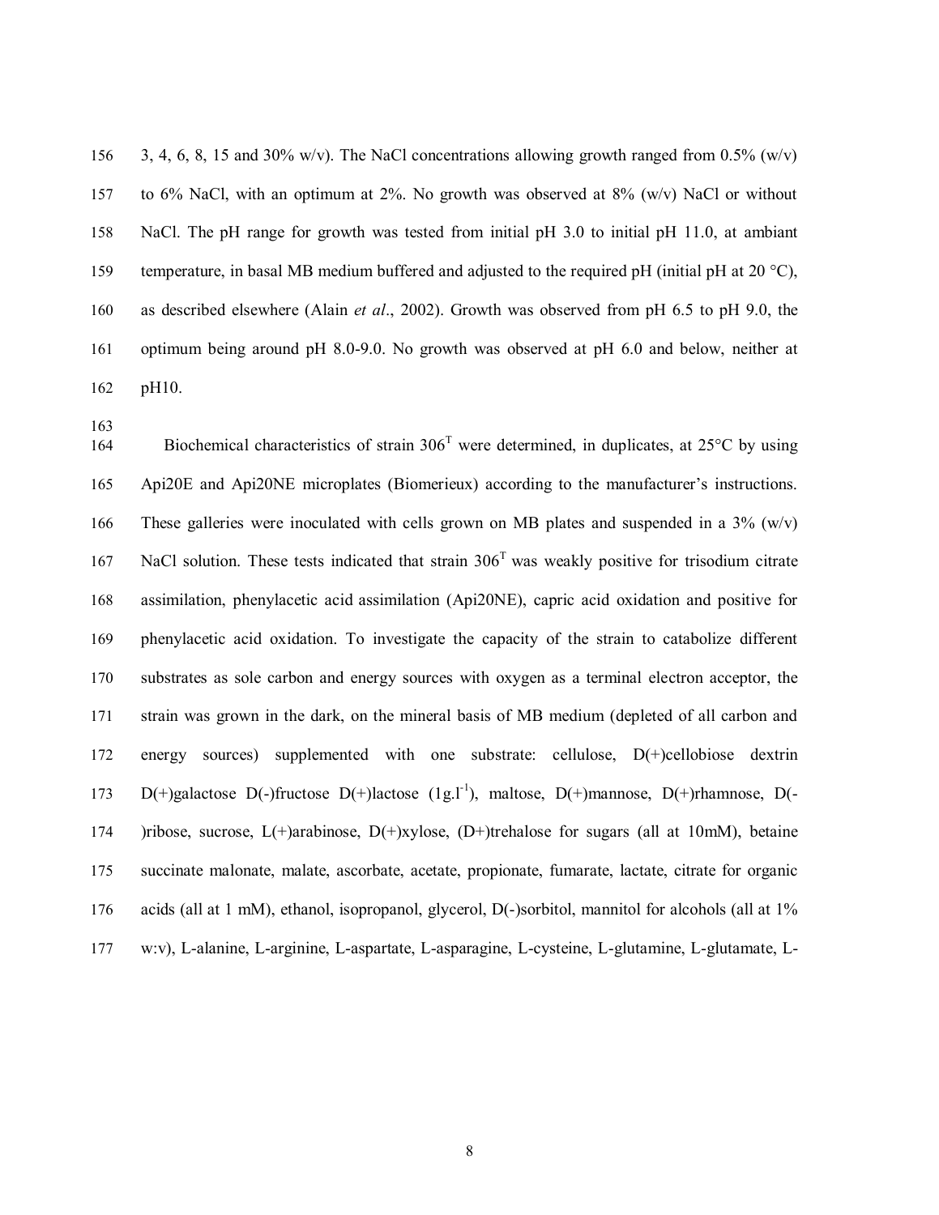3, 4, 6, 8, 15 and 30% w/v). The NaCl concentrations allowing growth ranged from 0.5% (w/v) to 6% NaCl, with an optimum at 2%. No growth was observed at 8% (w/v) NaCl or without NaCl. The pH range for growth was tested from initial pH 3.0 to initial pH 11.0, at ambiant temperature, in basal MB medium buffered and adjusted to the required pH (initial pH at 20 °C), as described elsewhere (Alain *et al*., 2002). Growth was observed from pH 6.5 to pH 9.0, the optimum being around pH 8.0-9.0. No growth was observed at pH 6.0 and below, neither at pH10.

Biochemical characteristics of strain $306^T$ were determined, in duplicates, at 25°C by using Api20E and Api20NE microplates (Biomerieux) according to the manufacturer's instructions. These galleries were inoculated with cells grown on MB plates and suspended in a 3% (w/v) NaCl solution. These tests indicated that strain $306^T$ was weakly positive for trisodium citrate assimilation, phenylacetic acid assimilation (Api20NE), capric acid oxidation and positive for phenylacetic acid oxidation. To investigate the capacity of the strain to catabolize different substrates as sole carbon and energy sources with oxygen as a terminal electron acceptor, the strain was grown in the dark, on the mineral basis of MB medium (depleted of all carbon and energy sources) supplemented with one substrate: cellulose, D(+)cellobiose dextrin D(+)galactose D(-)fructose D(+)lactose ($1 g.l^{-1}$), maltose, D(+)mannose, D(+)rhamnose, D(-)ribose, sucrose, L(+)arabinose, D(+)xylose, (D+)trehalose for sugars (all at 10mM), betaine succinate malonate, malate, ascorbate, acetate, propionate, fumarate, lactate, citrate for organic acids (all at 1 mM), ethanol, isopropanol, glycerol, D(-)sorbitol, mannitol for alcohols (all at 1% w:v), L-alanine, L-arginine, L-aspartate, L-asparagine, L-cysteine, L-glutamine, L-glutamate, L-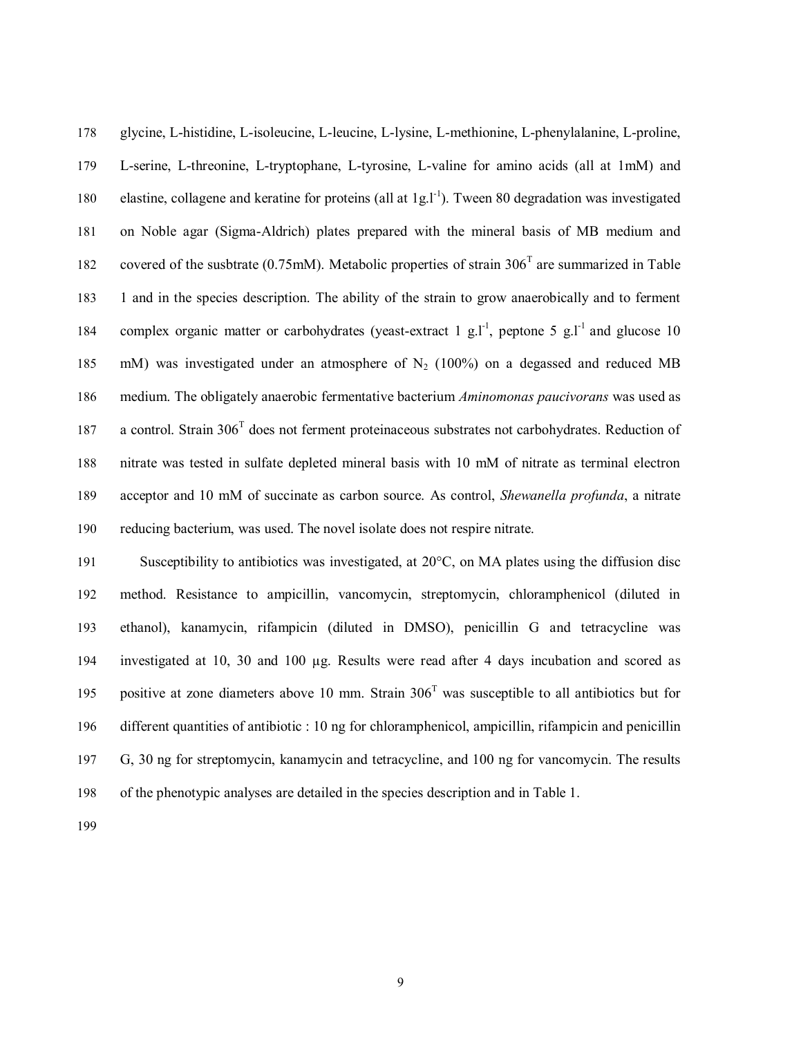glycine, L-histidine, L-isoleucine, L-leucine, L-lysine, L-methionine, L-phenylalanine, L-proline, L-serine, L-threonine, L-tryptophane, L-tyrosine, L-valine for amino acids (all at 1mM) and elastine, collagene and keratine for proteins (all at 1g.l$^{-1}$). Tween 80 degradation was investigated on Noble agar (Sigma-Aldrich) plates prepared with the mineral basis of MB medium and covered of the susbtrate (0.75mM). Metabolic properties of strain 306$^{T}$ are summarized in Table 1 and in the species description. The ability of the strain to grow anaerobically and to ferment complex organic matter or carbohydrates (yeast-extract 1 g.l$^{-1}$, peptone 5 g.l$^{-1}$ and glucose 10 mM) was investigated under an atmosphere of $N_2$ (100%) on a degassed and reduced MB medium. The obligately anaerobic fermentative bacterium *Aminomonas paucivorans* was used as a control. Strain 306$^{T}$ does not ferment proteinaceous substrates not carbohydrates. Reduction of nitrate was tested in sulfate depleted mineral basis with 10 mM of nitrate as terminal electron acceptor and 10 mM of succinate as carbon source. As control, *Shewanella profunda*, a nitrate reducing bacterium, was used. The novel isolate does not respire nitrate.

Susceptibility to antibiotics was investigated, at 20°C, on MA plates using the diffusion disc method. Resistance to ampicillin, vancomycin, streptomycin, chloramphenicol (diluted in ethanol), kanamycin, rifampicin (diluted in DMSO), penicillin G and tetracycline was investigated at 10, 30 and 100 µg. Results were read after 4 days incubation and scored as positive at zone diameters above 10 mm. Strain 306$^{T}$ was susceptible to all antibiotics but for different quantities of antibiotic : 10 ng for chloramphenicol, ampicillin, rifampicin and penicillin G, 30 ng for streptomycin, kanamycin and tetracycline, and 100 ng for vancomycin. The results of the phenotypic analyses are detailed in the species description and in Table 1.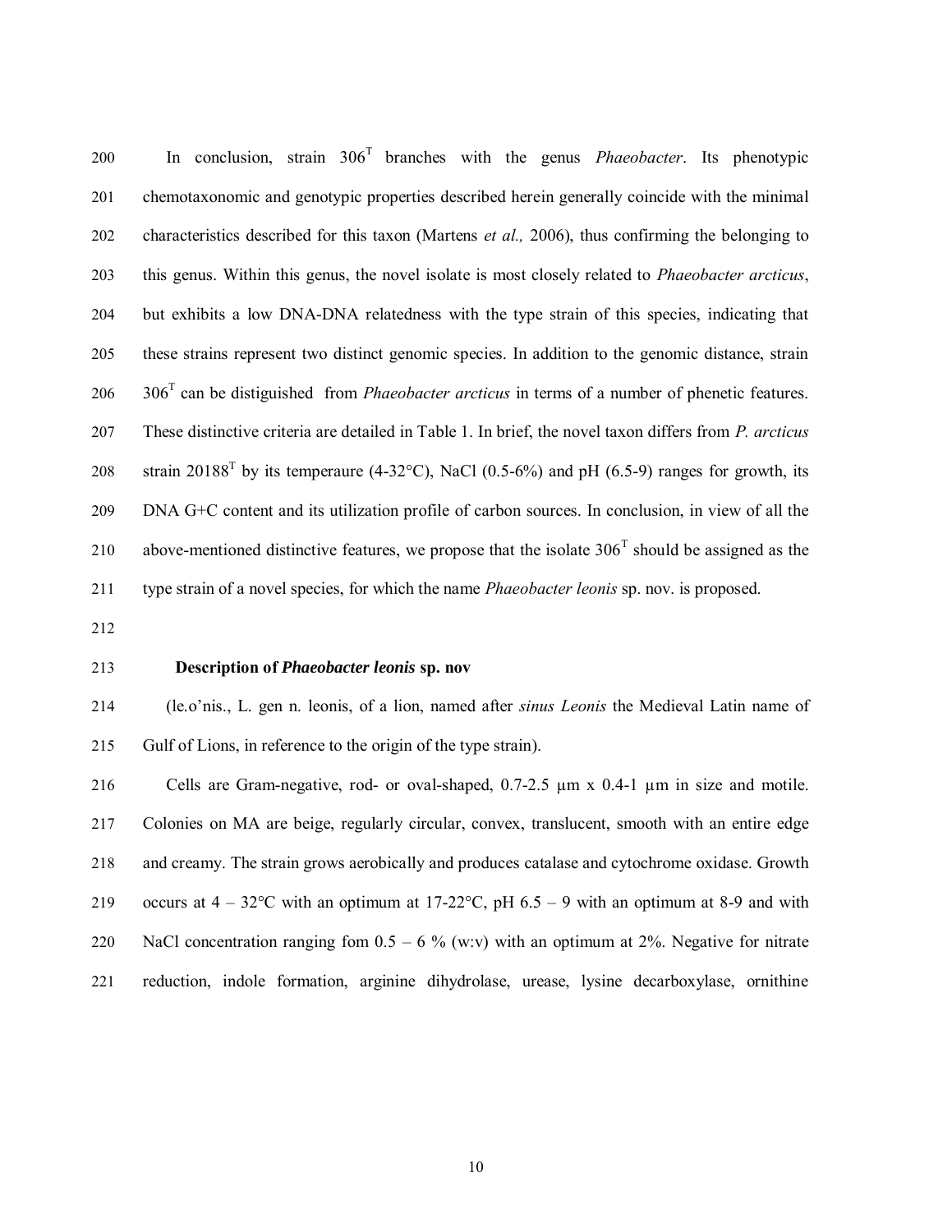In conclusion, strain 306$^T$ branches with the genus *Phaeobacter*. Its phenotypic chemotaxonomic and genotypic properties described herein generally coincide with the minimal characteristics described for this taxon (Martens *et al.,* 2006), thus confirming the belonging to this genus. Within this genus, the novel isolate is most closely related to *Phaeobacter arcticus*, but exhibits a low DNA-DNA relatedness with the type strain of this species, indicating that these strains represent two distinct genomic species. In addition to the genomic distance, strain 306$^T$ can be distiguished from *Phaeobacter arcticus* in terms of a number of phenetic features. These distinctive criteria are detailed in Table 1. In brief, the novel taxon differs from *P. arcticus* strain 20188$^T$ by its temperaure (4-32°C), NaCl (0.5-6%) and pH (6.5-9) ranges for growth, its DNA G+C content and its utilization profile of carbon sources. In conclusion, in view of all the above-mentioned distinctive features, we propose that the isolate 306$^T$ should be assigned as the type strain of a novel species, for which the name *Phaeobacter leonis* sp. nov. is proposed.

**Description of *Phaeobacter leonis* sp. nov**

(le.o'nis., L. gen n. leonis, of a lion, named after *sinus Leonis* the Medieval Latin name of Gulf of Lions, in reference to the origin of the type strain).

Cells are Gram-negative, rod- or oval-shaped, 0.7-2.5 µm x 0.4-1 µm in size and motile. Colonies on MA are beige, regularly circular, convex, translucent, smooth with an entire edge and creamy. The strain grows aerobically and produces catalase and cytochrome oxidase. Growth occurs at 4 – 32°C with an optimum at 17-22°C, pH 6.5 – 9 with an optimum at 8-9 and with NaCl concentration ranging fom 0.5 – 6 % (w:v) with an optimum at 2%. Negative for nitrate reduction, indole formation, arginine dihydrolase, urease, lysine decarboxylase, ornithine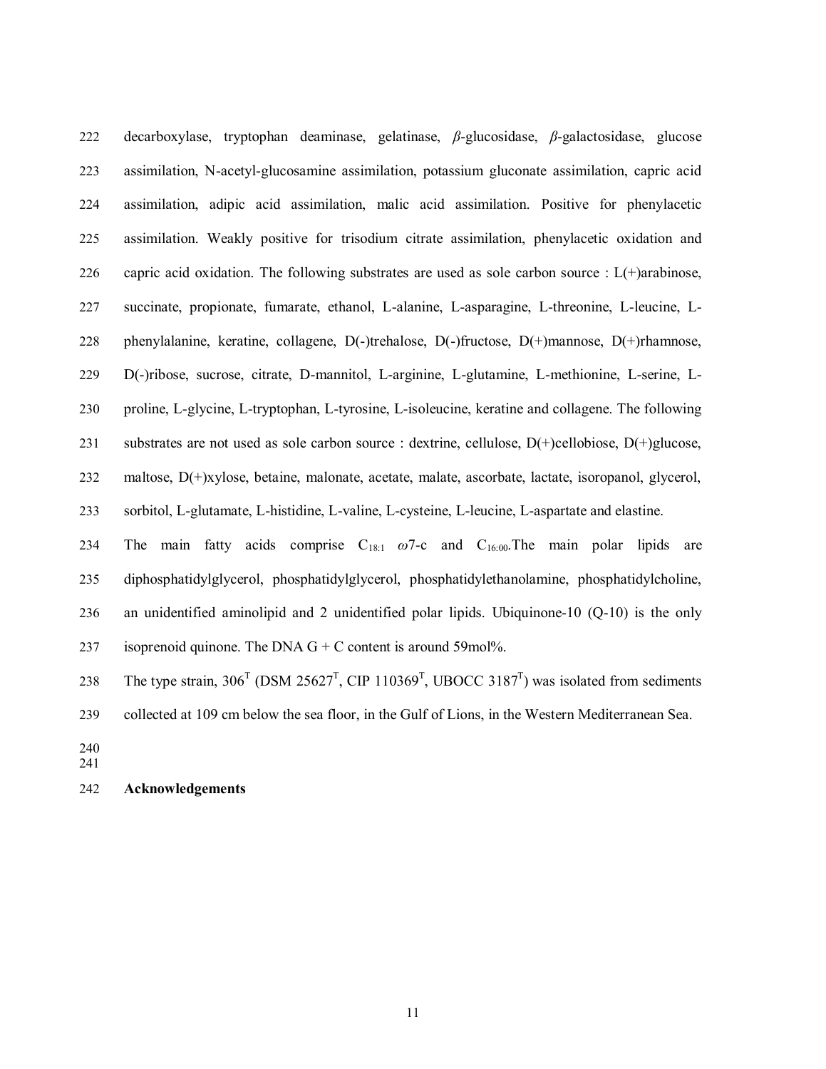decarboxylase, tryptophan deaminase, gelatinase, *β*-glucosidase, *β*-galactosidase, glucose assimilation, N-acetyl-glucosamine assimilation, potassium gluconate assimilation, capric acid assimilation, adipic acid assimilation, malic acid assimilation. Positive for phenylacetic assimilation. Weakly positive for trisodium citrate assimilation, phenylacetic oxidation and capric acid oxidation. The following substrates are used as sole carbon source : L(+)arabinose, succinate, propionate, fumarate, ethanol, L-alanine, L-asparagine, L-threonine, L-leucine, L-phenylalanine, keratine, collagene, D(-)trehalose, D(-)fructose, D(+)mannose, D(+)rhamnose, D(-)ribose, sucrose, citrate, D-mannitol, L-arginine, L-glutamine, L-methionine, L-serine, L-proline, L-glycine, L-tryptophan, L-tyrosine, L-isoleucine, keratine and collagene. The following substrates are not used as sole carbon source : dextrine, cellulose, D(+)cellobiose, D(+)glucose, maltose, D(+)xylose, betaine, malonate, acetate, malate, ascorbate, lactate, isoropanol, glycerol, sorbitol, L-glutamate, L-histidine, L-valine, L-cysteine, L-leucine, L-aspartate and elastine.

The main fatty acids comprise $C_{18:1}$ $\omega$7-c and $C_{16:00}$.The main polar lipids are diphosphatidylglycerol, phosphatidylglycerol, phosphatidylethanolamine, phosphatidylcholine, an unidentified aminolipid and 2 unidentified polar lipids. Ubiquinone-10 (Q-10) is the only isoprenoid quinone. The DNA G + C content is around 59mol%.

The type strain, $306^T$ (DSM $25627^T$, CIP $110369^T$, UBOCC $3187^T$) was isolated from sediments collected at 109 cm below the sea floor, in the Gulf of Lions, in the Western Mediterranean Sea.

**Acknowledgements**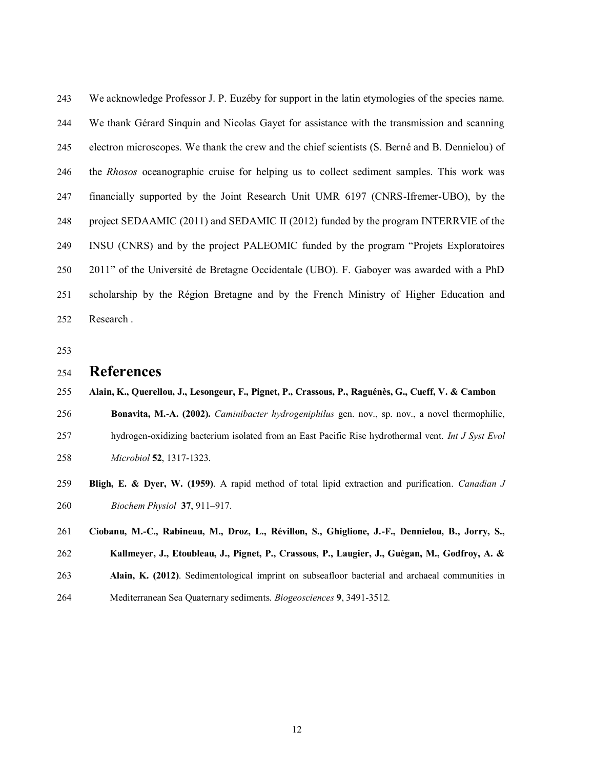We acknowledge Professor J. P. Euzéby for support in the latin etymologies of the species name. We thank Gérard Sinquin and Nicolas Gayet for assistance with the transmission and scanning electron microscopes. We thank the crew and the chief scientists (S. Berné and B. Dennielou) of the *Rhosos* oceanographic cruise for helping us to collect sediment samples. This work was financially supported by the Joint Research Unit UMR 6197 (CNRS-Ifremer-UBO), by the project SEDAAMIC (2011) and SEDAMIC II (2012) funded by the program INTERRVIE of the INSU (CNRS) and by the project PALEOMIC funded by the program "Projets Exploratoires 2011" of the Université de Bretagne Occidentale (UBO). F. Gaboyer was awarded with a PhD scholarship by the Région Bretagne and by the French Ministry of Higher Education and Research .

# References

**Alain, K., Querellou, J., Lesongeur, F., Pignet, P., Crassous, P., Raguénès, G., Cueff, V. & Cambon Bonavita, M.-A. (2002).** *Caminibacter hydrogeniphilus* gen. nov., sp. nov., a novel thermophilic, hydrogen-oxidizing bacterium isolated from an East Pacific Rise hydrothermal vent. *Int J Syst Evol Microbiol* **52**, 1317-1323.

**Bligh, E. & Dyer, W. (1959)**. A rapid method of total lipid extraction and purification. *Canadian J Biochem Physiol* **37**, 911–917.

**Ciobanu, M.-C., Rabineau, M., Droz, L., Révillon, S., Ghiglione, J.-F., Dennielou, B., Jorry, S., Kallmeyer, J., Etoubleau, J., Pignet, P., Crassous, P., Laugier, J., Guégan, M., Godfroy, A. & Alain, K. (2012)**. Sedimentological imprint on subseafloor bacterial and archaeal communities in Mediterranean Sea Quaternary sediments. *Biogeosciences* **9**, 3491-3512.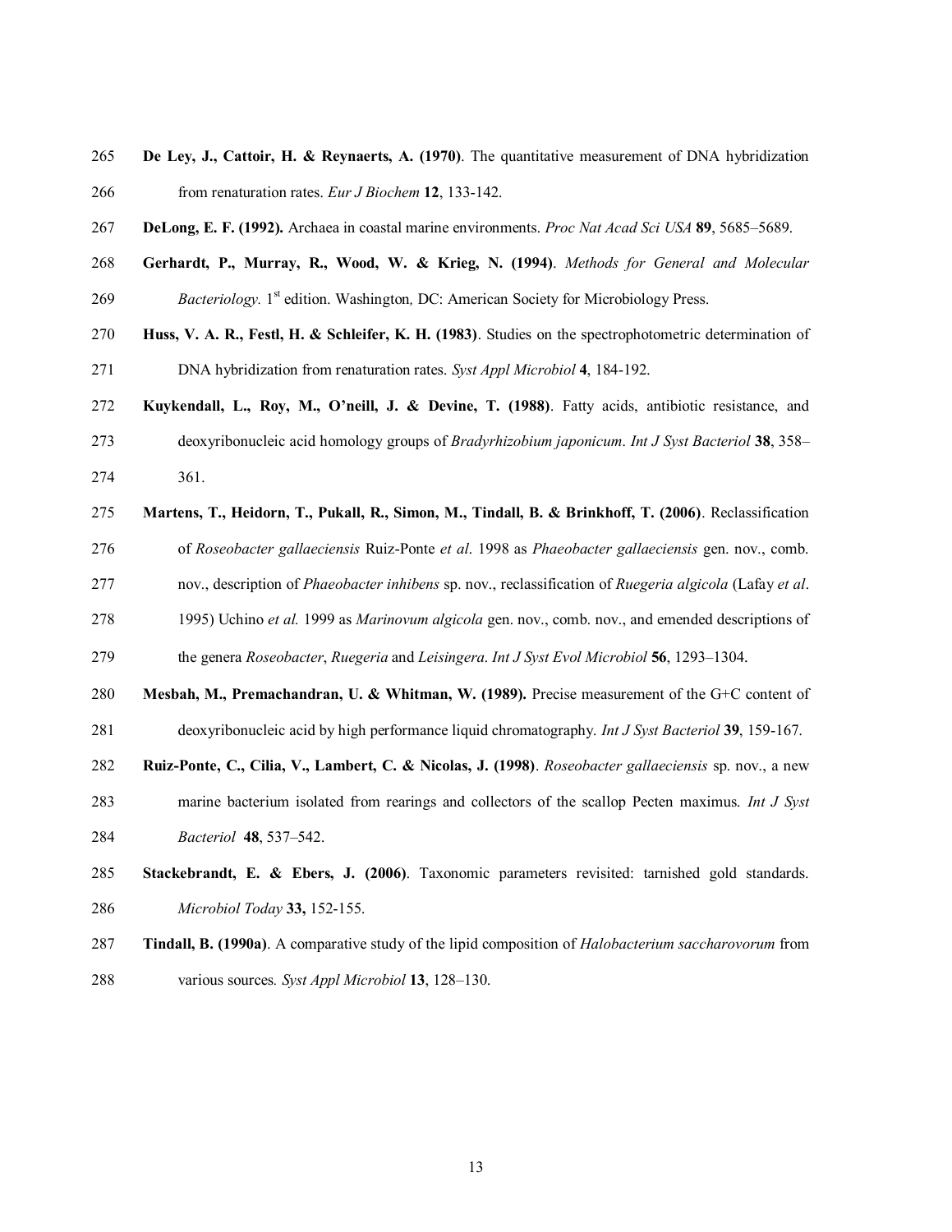**De Ley, J., Cattoir, H. & Reynaerts, A. (1970)**. The quantitative measurement of DNA hybridization from renaturation rates. *Eur J Biochem* **12**, 133-142.

**DeLong, E. F. (1992).** Archaea in coastal marine environments. *Proc Nat Acad Sci USA* **89**, 5685–5689.

**Gerhardt, P., Murray, R., Wood, W. & Krieg, N. (1994)**. *Methods for General and Molecular Bacteriology.* 1st edition. Washington, DC: American Society for Microbiology Press.

**Huss, V. A. R., Festl, H. & Schleifer, K. H. (1983)**. Studies on the spectrophotometric determination of DNA hybridization from renaturation rates. *Syst Appl Microbiol* **4**, 184-192.

**Kuykendall, L., Roy, M., O'neill, J. & Devine, T. (1988)**. Fatty acids, antibiotic resistance, and deoxyribonucleic acid homology groups of *Bradyrhizobium japonicum*. *Int J Syst Bacteriol* **38**, 358–361.

**Martens, T., Heidorn, T., Pukall, R., Simon, M., Tindall, B. & Brinkhoff, T. (2006)**. Reclassification of *Roseobacter gallaeciensis* Ruiz-Ponte *et al*. 1998 as *Phaeobacter gallaeciensis* gen. nov., comb. nov., description of *Phaeobacter inhibens* sp. nov., reclassification of *Ruegeria algicola* (Lafay *et al*. 1995) Uchino *et al.* 1999 as *Marinovum algicola* gen. nov., comb. nov., and emended descriptions of the genera *Roseobacter*, *Ruegeria* and *Leisingera*. *Int J Syst Evol Microbiol* **56**, 1293–1304.

**Mesbah, M., Premachandran, U. & Whitman, W. (1989).** Precise measurement of the G+C content of deoxyribonucleic acid by high performance liquid chromatography. *Int J Syst Bacteriol* **39**, 159-167.

**Ruiz-Ponte, C., Cilia, V., Lambert, C. & Nicolas, J. (1998)**. *Roseobacter gallaeciensis* sp. nov., a new marine bacterium isolated from rearings and collectors of the scallop Pecten maximus. *Int J Syst Bacteriol* **48**, 537–542.

**Stackebrandt, E. & Ebers, J. (2006)**. Taxonomic parameters revisited: tarnished gold standards. *Microbiol Today* **33,** 152-155.

**Tindall, B. (1990a)**. A comparative study of the lipid composition of *Halobacterium saccharovorum* from various sources. *Syst Appl Microbiol* **13**, 128–130.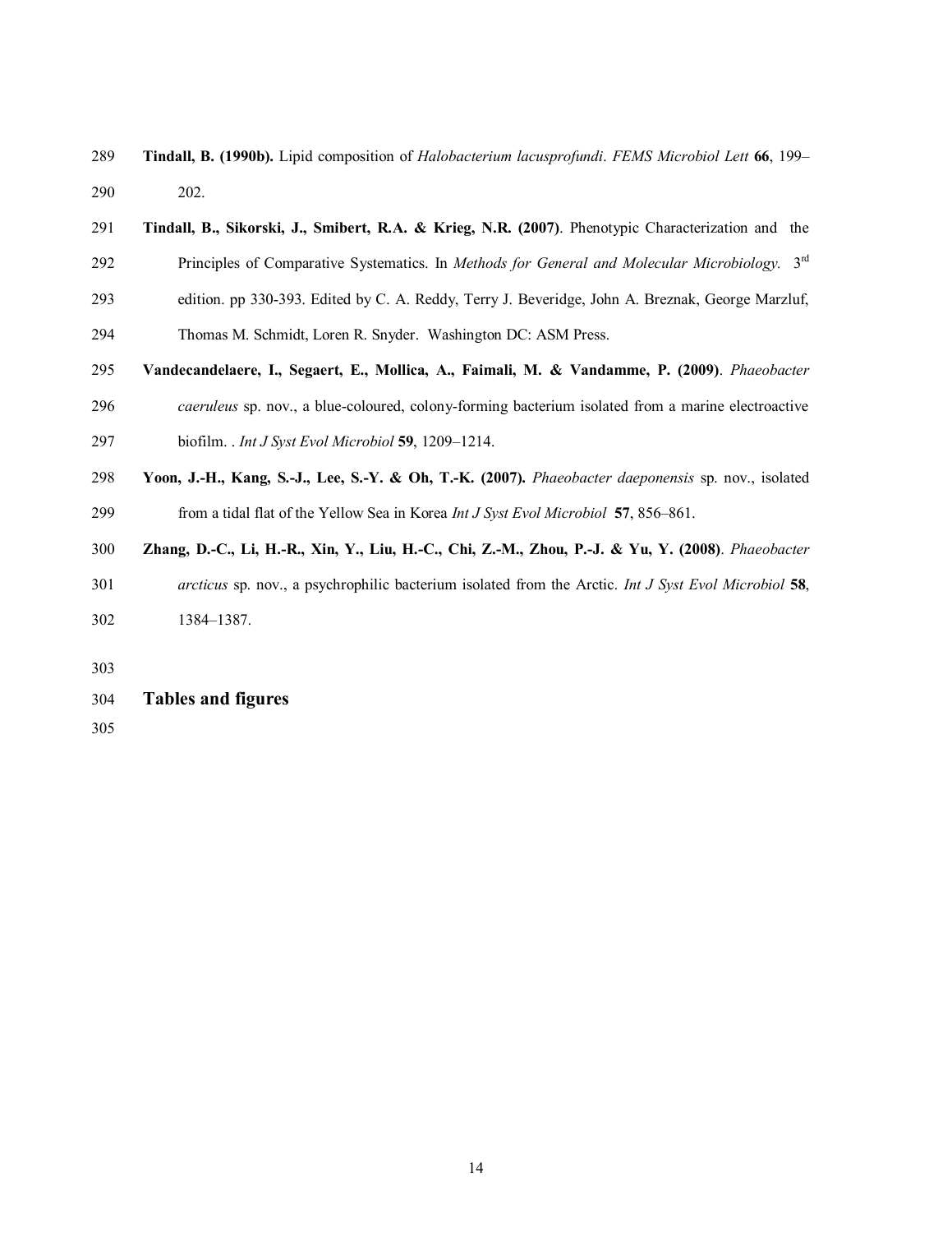**Tindall, B. (1990b).** Lipid composition of *Halobacterium lacusprofundi*. *FEMS Microbiol Lett* **66**, 199–202.

**Tindall, B., Sikorski, J., Smibert, R.A. & Krieg, N.R. (2007)**. Phenotypic Characterization and the Principles of Comparative Systematics. In *Methods for General and Molecular Microbiology.* 3rd edition. pp 330-393. Edited by C. A. Reddy, Terry J. Beveridge, John A. Breznak, George Marzluf, Thomas M. Schmidt, Loren R. Snyder. Washington DC: ASM Press.

**Vandecandelaere, I., Segaert, E., Mollica, A., Faimali, M. & Vandamme, P. (2009)**. *Phaeobacter caeruleus* sp. nov., a blue-coloured, colony-forming bacterium isolated from a marine electroactive biofilm. . *Int J Syst Evol Microbiol* **59**, 1209–1214.

**Yoon, J.-H., Kang, S.-J., Lee, S.-Y. & Oh, T.-K. (2007).** *Phaeobacter daeponensis* sp. nov., isolated from a tidal flat of the Yellow Sea in Korea *Int J Syst Evol Microbiol* **57**, 856–861.

**Zhang, D.-C., Li, H.-R., Xin, Y., Liu, H.-C., Chi, Z.-M., Zhou, P.-J. & Yu, Y. (2008)**. *Phaeobacter arcticus* sp. nov., a psychrophilic bacterium isolated from the Arctic. *Int J Syst Evol Microbiol* **58**, 1384–1387.

## Tables and figures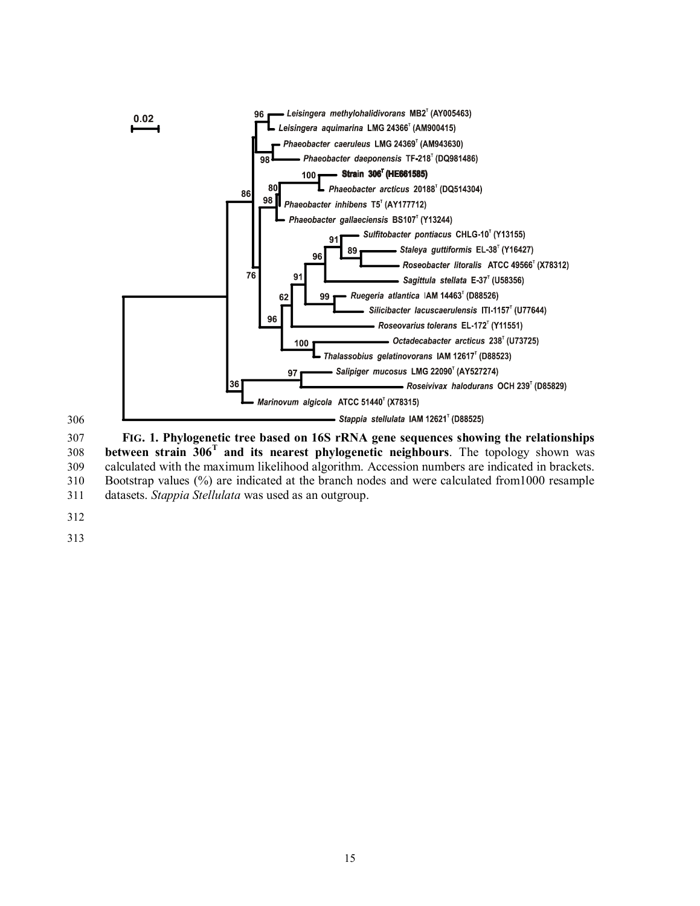**FIG. 1. Phylogenetic tree based on 16S rRNA gene sequences showing the relationships between strain 306$^T$ and its nearest phylogenetic neighbours**. The topology shown was calculated with the maximum likelihood algorithm. Accession numbers are indicated in brackets. Bootstrap values (%) are indicated at the branch nodes and were calculated from1000 resample datasets. *Stappia Stellulata* was used as an outgroup.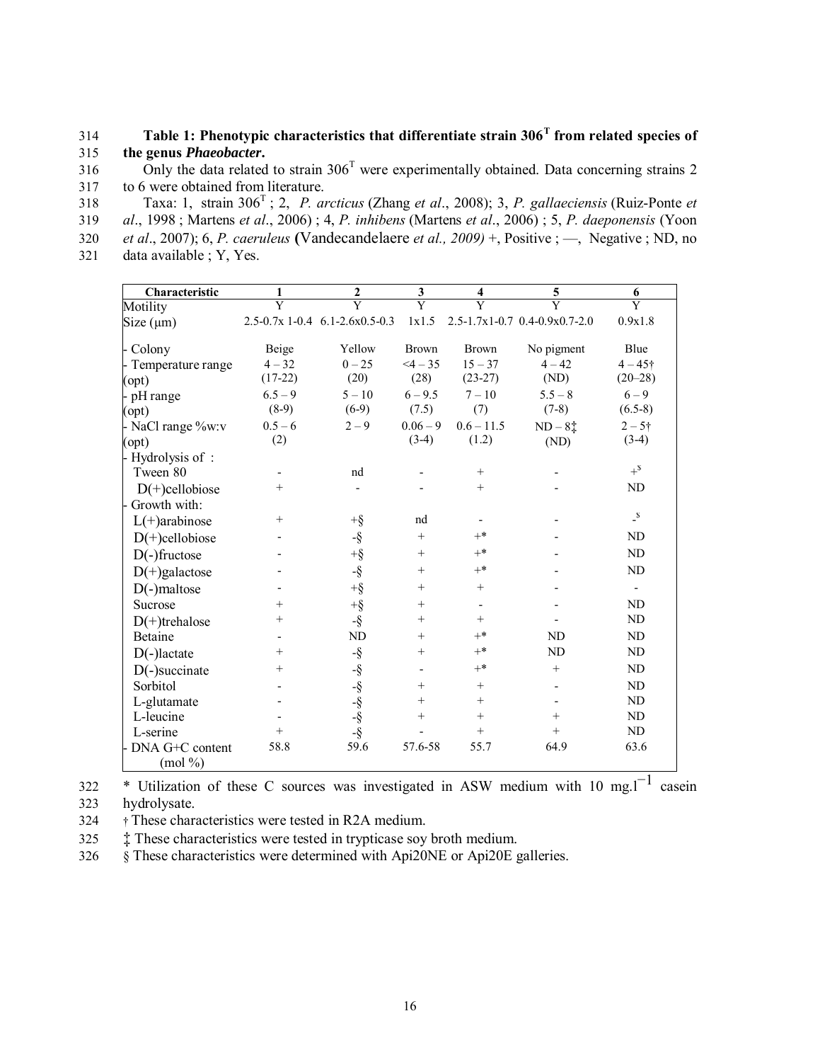**Table 1: Phenotypic characteristics that differentiate strain 306^T from related species of the genus *Phaeobacter*.**

Only the data related to strain 306^T were experimentally obtained. Data concerning strains 2 to 6 were obtained from literature.

Taxa: 1, strain 306^T ; 2, *P. arcticus* (Zhang *et al*., 2008); 3, *P. gallaeciensis* (Ruiz-Ponte *et al*., 1998 ; Martens *et al*., 2006) ; 4, *P. inhibens* (Martens *et al*., 2006) ; 5, *P. daeponensis* (Yoon *et al*., 2007); 6, *P. caeruleus* (Vandecandelaere *et al., 2009)* +, Positive ; —, Negative ; ND, no data available ; Y, Yes.

| Characteristic | 1 | 2 | 3 | 4 | 5 | 6 |
|---|---|---|---|---|---|---|
| Motility | Y | Y | Y | Y | Y | Y |
| Size (µm) | 2.5-0.7x 1-0.4 | 6.1-2.6x0.5-0.3 | 1x1.5 | 2.5-1.7x1-0.7 | 0.4-0.9x0.7-2.0 | 0.9x1.8 |
| - Colony | Beige | Yellow | Brown | Brown | No pigment | Blue |
| - Temperature range (opt) | 4 – 32 (17-22) | 0 – 25 (20) | <4 – 35 (28) | 15 – 37 (23-27) | 4 – 42 (ND) | 4 – 45† (20–28) |
| - pH range (opt) | 6.5 – 9 (8-9) | 5 – 10 (6-9) | 6 – 9.5 (7.5) | 7 – 10 (7) | 5.5 – 8 (7-8) | 6 – 9 (6.5-8) |
| - NaCl range %w:v (opt) | 0.5 – 6 (2) | 2 – 9 | 0.06 – 9 (3-4) | 0.6 – 11.5 (1.2) | ND – 8‡ (ND) | 2 – 5† (3-4) |
| - Hydrolysis of : | | | | | | |
| Tween 80 | - | nd | - | + | - | +§ |
| D(+)cellobiose | + | - | - | + | - | ND |
| - Growth with: | | | | | | |
| L(+)arabinose | + | +§ | nd | - | - | -§ |
| D(+)cellobiose | - | -§ | + | +* | - | ND |
| D(-)fructose | - | +§ | + | +* | - | ND |
| D(+)galactose | - | -§ | + | +* | - | ND |
| D(-)maltose | - | +§ | + | + | - | - |
| Sucrose | + | +§ | + | - | - | ND |
| D(+)trehalose | + | -§ | + | + | - | ND |
| Betaine | - | ND | + | +* | ND | ND |
| D(-)lactate | + | -§ | + | +* | ND | ND |
| D(-)succinate | + | -§ | - | +* | + | ND |
| Sorbitol | - | -§ | + | + | - | ND |
| L-glutamate | - | -§ | + | + | - | ND |
| L-leucine | - | -§ | + | + | + | ND |
| L-serine | + | -§ | - | + | + | ND |
| - DNA G+C content (mol %) | 58.8 | 59.6 | 57.6-58 | 55.7 | 64.9 | 63.6 |

\* Utilization of these C sources was investigated in ASW medium with 10 mg.l$^{-1}$ casein hydrolysate.

† These characteristics were tested in R2A medium.

‡ These characteristics were tested in trypticase soy broth medium.

§ These characteristics were determined with Api20NE or Api20E galleries.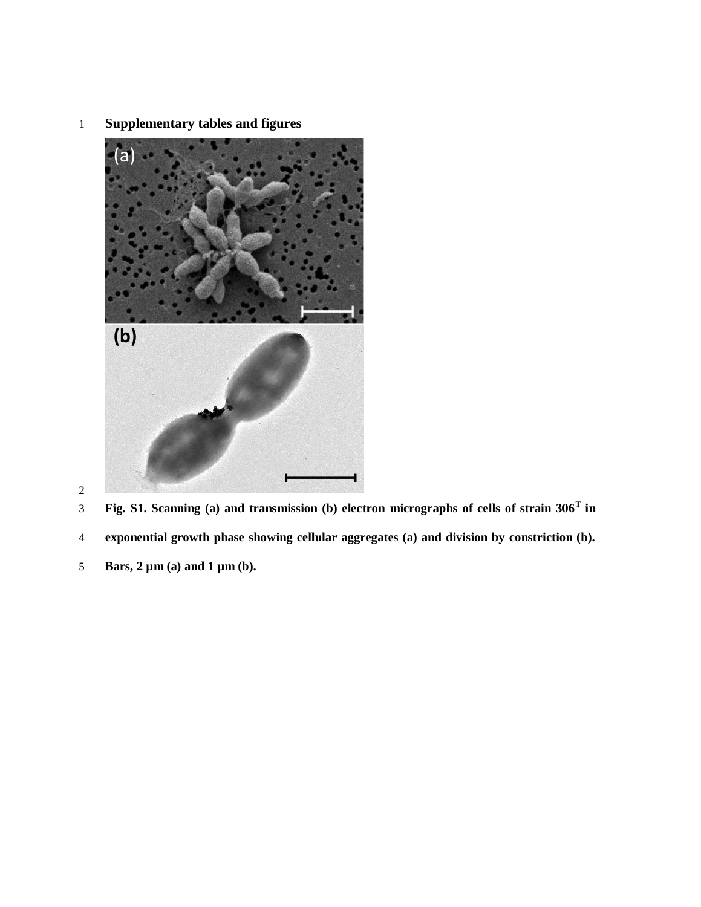**Supplementary tables and figures**

**Fig. S1. Scanning (a) and transmission (b) electron micrographs of cells of strain 306[T] in exponential growth phase showing cellular aggregates (a) and division by constriction (b). Bars, 2 µm (a) and 1 µm (b).**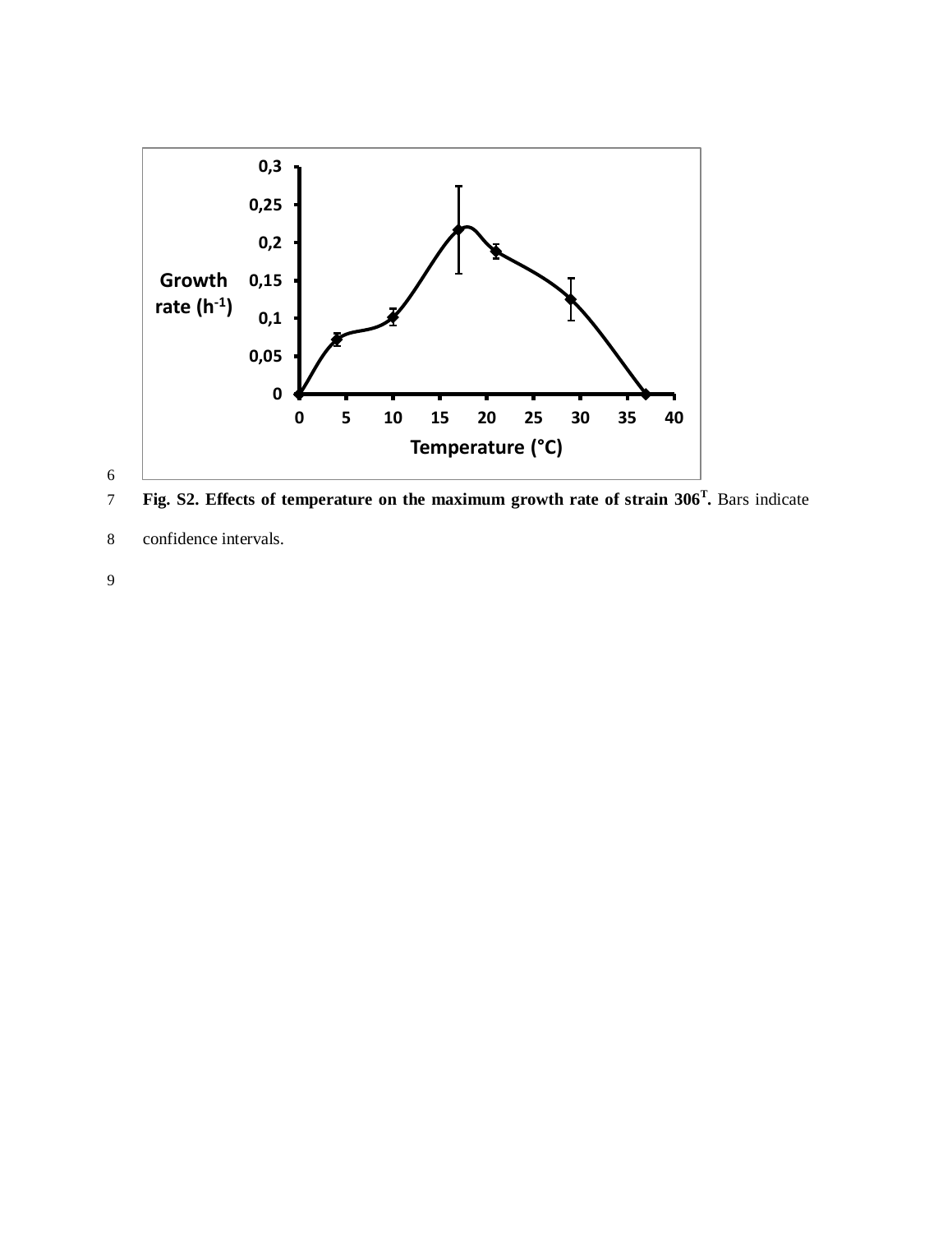**Fig. S2. Effects of temperature on the maximum growth rate of strain 306$^{T}$.** Bars indicate confidence intervals.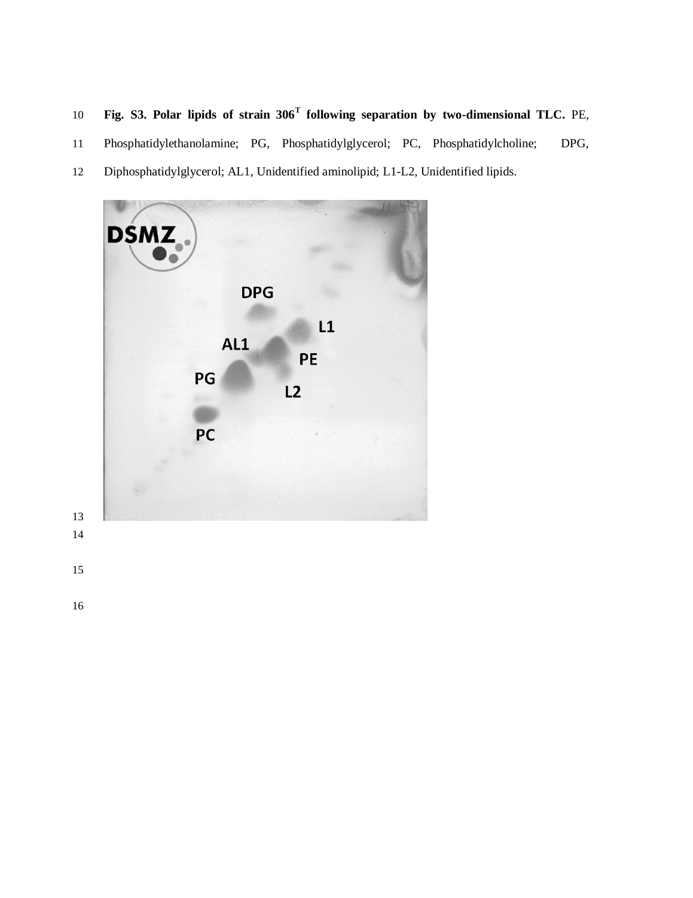**Fig. S3. Polar lipids of strain 306[T] following separation by two-dimensional TLC.** PE, Phosphatidylethanolamine; PG, Phosphatidylglycerol; PC, Phosphatidylcholine; DPG, Diphosphatidylglycerol; AL1, Unidentified aminolipid; L1-L2, Unidentified lipids.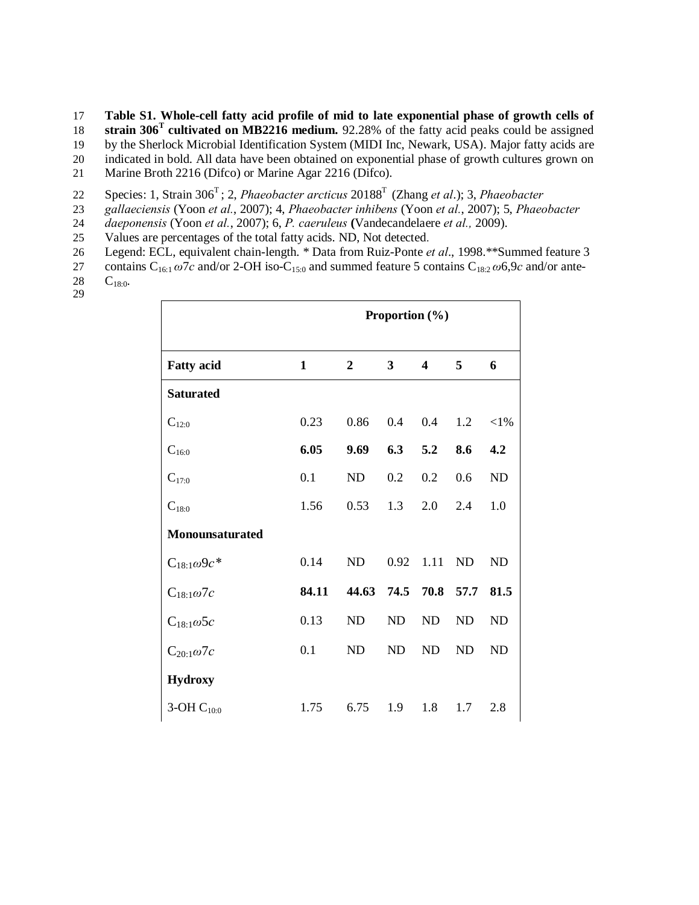**Table S1. Whole-cell fatty acid profile of mid to late exponential phase of growth cells of strain 306[T] cultivated on MB2216 medium.** 92.28% of the fatty acid peaks could be assigned by the Sherlock Microbial Identification System (MIDI Inc, Newark, USA). Major fatty acids are indicated in bold. All data have been obtained on exponential phase of growth cultures grown on Marine Broth 2216 (Difco) or Marine Agar 2216 (Difco).

Species: 1, Strain 306[T]; 2, *Phaeobacter arcticus* 20188[T] (Zhang *et al*.); 3, *Phaeobacter gallaeciensis* (Yoon *et al.*, 2007); 4, *Phaeobacter inhibens* (Yoon *et al.*, 2007); 5, *Phaeobacter daeponensis* (Yoon *et al.*, 2007); 6, *P. caeruleus* **(**Vandecandelaere *et al.,* 2009).

Values are percentages of the total fatty acids. ND, Not detected.

Legend: ECL, equivalent chain-length. * Data from Ruiz-Ponte *et al*., 1998.**Summed feature 3 contains $C_{16:1}\,\omega 7c$ and/or 2-OH iso-$C_{15:0}$ and summed feature 5 contains $C_{18:2}\,\omega 6,9c$ and/or ante-$C_{18:0}$.

| | Proportion (%) | | | | | |
|---|---|---|---|---|---|---|
| **Fatty acid** | **1** | **2** | **3** | **4** | **5** | **6** |
| **Saturated** | | | | | | |
| $C_{12:0}$ | 0.23 | 0.86 | 0.4 | 0.4 | 1.2 | <1% |
| $C_{16:0}$ | **6.05** | **9.69** | **6.3** | **5.2** | **8.6** | **4.2** |
| $C_{17:0}$ | 0.1 | ND | 0.2 | 0.2 | 0.6 | ND |
| $C_{18:0}$ | 1.56 | 0.53 | 1.3 | 2.0 | 2.4 | 1.0 |
| **Monounsaturated** | | | | | | |
| $C_{18:1}\omega 9c$* | 0.14 | ND | 0.92 | 1.11 | ND | ND |
| $C_{18:1}\omega 7c$ | **84.11** | **44.63** | **74.5** | **70.8** | **57.7** | **81.5** |
| $C_{18:1}\omega 5c$ | 0.13 | ND | ND | ND | ND | ND |
| $C_{20:1}\omega 7c$ | 0.1 | ND | ND | ND | ND | ND |
| **Hydroxy** | | | | | | |
| 3-OH $C_{10:0}$ | 1.75 | 6.75 | 1.9 | 1.8 | 1.7 | 2.8 |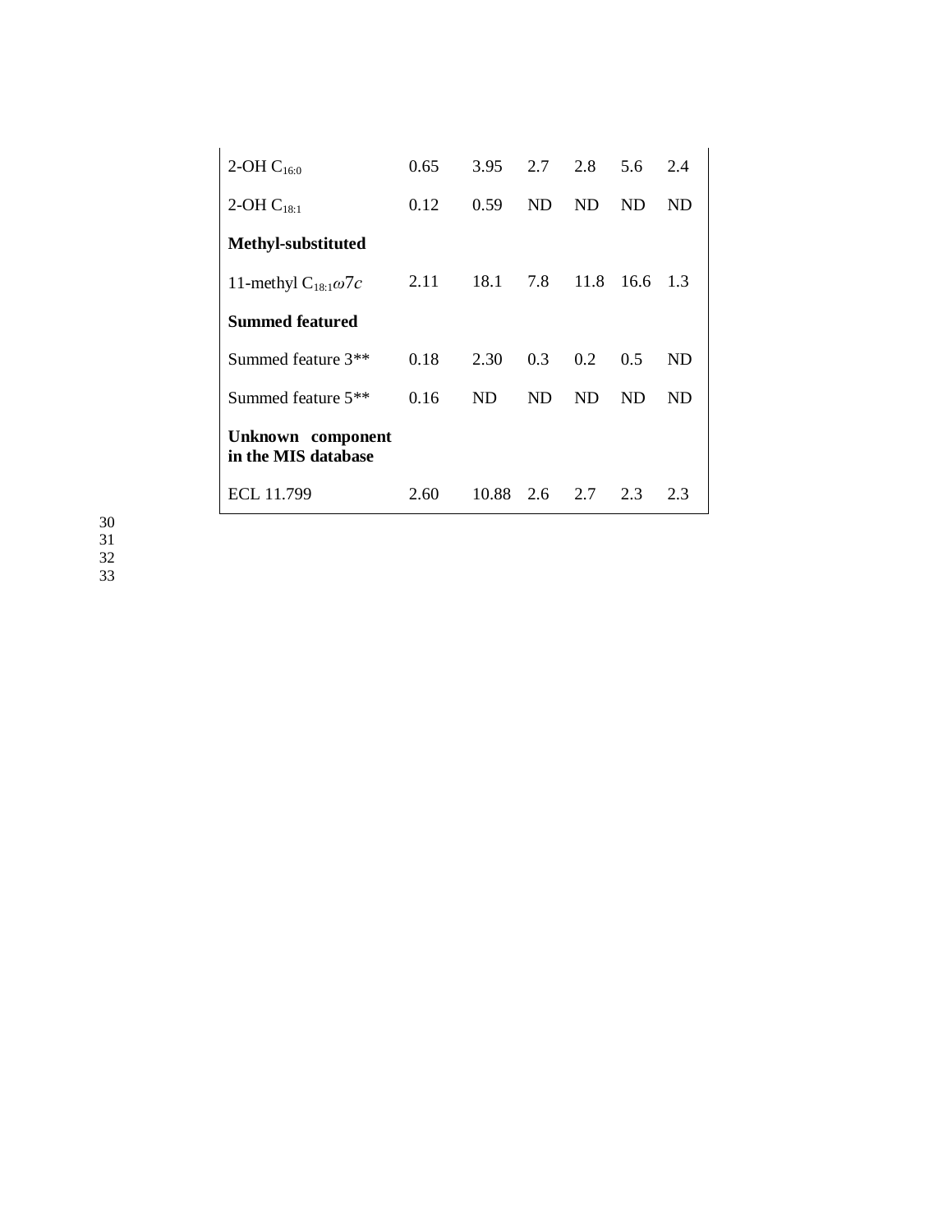| | | | | | | |
|---|---|---|---|---|---|---|
| 2-OH $C_{16:0}$ | 0.65 | 3.95 | 2.7 | 2.8 | 5.6 | 2.4 |
| 2-OH $C_{18:1}$ | 0.12 | 0.59 | ND | ND | ND | ND |
| **Methyl-substituted** | | | | | | |
| 11-methyl $C_{18:1}\omega 7c$ | 2.11 | 18.1 | 7.8 | 11.8 | 16.6 | 1.3 |
| **Summed featured** | | | | | | |
| Summed feature 3** | 0.18 | 2.30 | 0.3 | 0.2 | 0.5 | ND |
| Summed feature 5** | 0.16 | ND | ND | ND | ND | ND |
| **Unknown component in the MIS database** | | | | | | |
| ECL 11.799 | 2.60 | 10.88 | 2.6 | 2.7 | 2.3 | 2.3 |